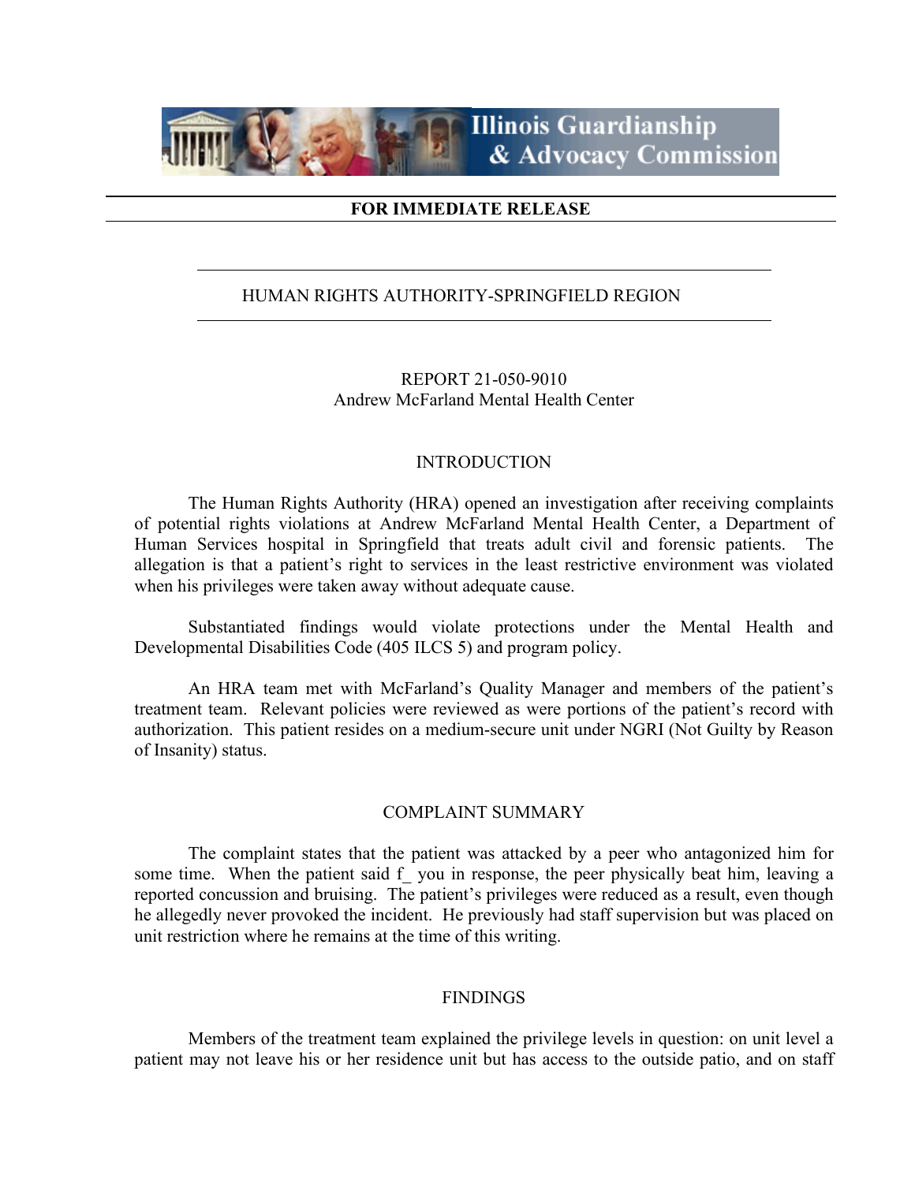**Illinois Guardianship & Advocacy Commission**

**FOR IMMEDIATE RELEASE**

HUMAN RIGHTS AUTHORITY-SPRINGFIELD REGION

REPORT 21-050-9010
Andrew McFarland Mental Health Center

## INTRODUCTION

The Human Rights Authority (HRA) opened an investigation after receiving complaints of potential rights violations at Andrew McFarland Mental Health Center, a Department of Human Services hospital in Springfield that treats adult civil and forensic patients. The allegation is that a patient's right to services in the least restrictive environment was violated when his privileges were taken away without adequate cause.

Substantiated findings would violate protections under the Mental Health and Developmental Disabilities Code (405 ILCS 5) and program policy.

An HRA team met with McFarland's Quality Manager and members of the patient's treatment team. Relevant policies were reviewed as were portions of the patient's record with authorization. This patient resides on a medium-secure unit under NGRI (Not Guilty by Reason of Insanity) status.

## COMPLAINT SUMMARY

The complaint states that the patient was attacked by a peer who antagonized him for some time. When the patient said f_ you in response, the peer physically beat him, leaving a reported concussion and bruising. The patient's privileges were reduced as a result, even though he allegedly never provoked the incident. He previously had staff supervision but was placed on unit restriction where he remains at the time of this writing.

## FINDINGS

Members of the treatment team explained the privilege levels in question: on unit level a patient may not leave his or her residence unit but has access to the outside patio, and on staff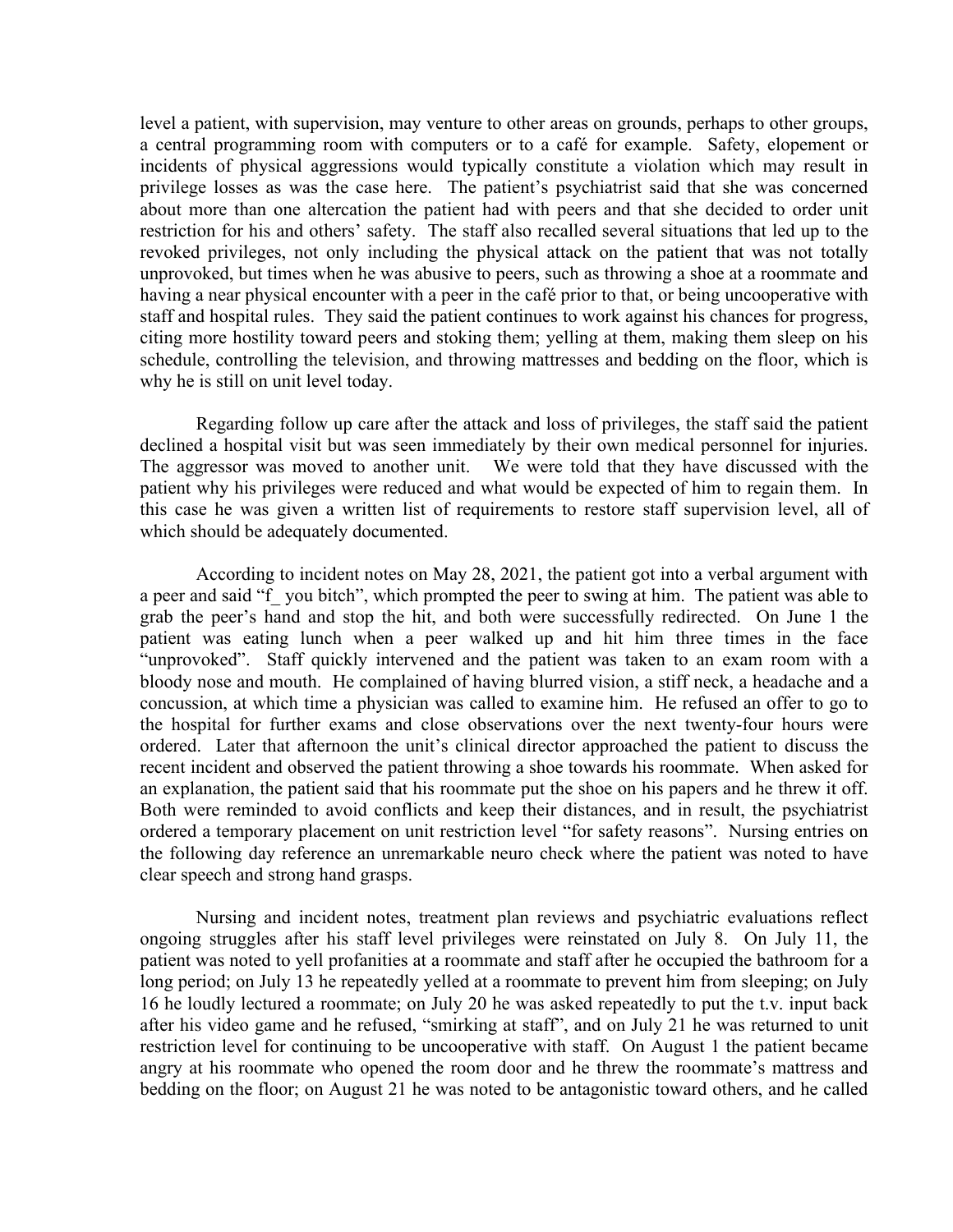level a patient, with supervision, may venture to other areas on grounds, perhaps to other groups, a central programming room with computers or to a café for example. Safety, elepement or incidents of physical aggressions would typically constitute a violation which may result in privilege losses as was the case here. The patient's psychiatrist said that she was concerned about more than one altercation the patient had with peers and that she decided to order unit restriction for his and others' safety. The staff also recalled several situations that led up to the revoked privileges, not only including the physical attack on the patient that was not totally unprovoked, but times when he was abusive to peers, such as throwing a shoe at a roommate and having a near physical encounter with a peer in the café prior to that, or being uncooperative with staff and hospital rules. They said the patient continues to work against his chances for progress, citing more hostility toward peers and stoking them; yelling at them, making them sleep on his schedule, controlling the television, and throwing mattresses and bedding on the floor, which is why he is still on unit level today.

Regarding follow up care after the attack and loss of privileges, the staff said the patient declined a hospital visit but was seen immediately by their own medical personnel for injuries. The aggressor was moved to another unit. We were told that they have discussed with the patient why his privileges were reduced and what would be expected of him to regain them. In this case he was given a written list of requirements to restore staff supervision level, all of which should be adequately documented.

According to incident notes on May 28, 2021, the patient got into a verbal argument with a peer and said "f_ you bitch", which prompted the peer to swing at him. The patient was able to grab the peer's hand and stop the hit, and both were successfully redirected. On June 1 the patient was eating lunch when a peer walked up and hit him three times in the face "unprovoked". Staff quickly intervened and the patient was taken to an exam room with a bloody nose and mouth. He complained of having blurred vision, a stiff neck, a headache and a concussion, at which time a physician was called to examine him. He refused an offer to go to the hospital for further exams and close observations over the next twenty-four hours were ordered. Later that afternoon the unit's clinical director approached the patient to discuss the recent incident and observed the patient throwing a shoe towards his roommate. When asked for an explanation, the patient said that his roommate put the shoe on his papers and he threw it off. Both were reminded to avoid conflicts and keep their distances, and in result, the psychiatrist ordered a temporary placement on unit restriction level "for safety reasons". Nursing entries on the following day reference an unremarkable neuro check where the patient was noted to have clear speech and strong hand grasps.

Nursing and incident notes, treatment plan reviews and psychiatric evaluations reflect ongoing struggles after his staff level privileges were reinstated on July 8. On July 11, the patient was noted to yell profanities at a roommate and staff after he occupied the bathroom for a long period; on July 13 he repeatedly yelled at a roommate to prevent him from sleeping; on July 16 he loudly lectured a roommate; on July 20 he was asked repeatedly to put the t.v. input back after his video game and he refused, "smirking at staff", and on July 21 he was returned to unit restriction level for continuing to be uncooperative with staff. On August 1 the patient became angry at his roommate who opened the room door and he threw the roommate's mattress and bedding on the floor; on August 21 he was noted to be antagonistic toward others, and he called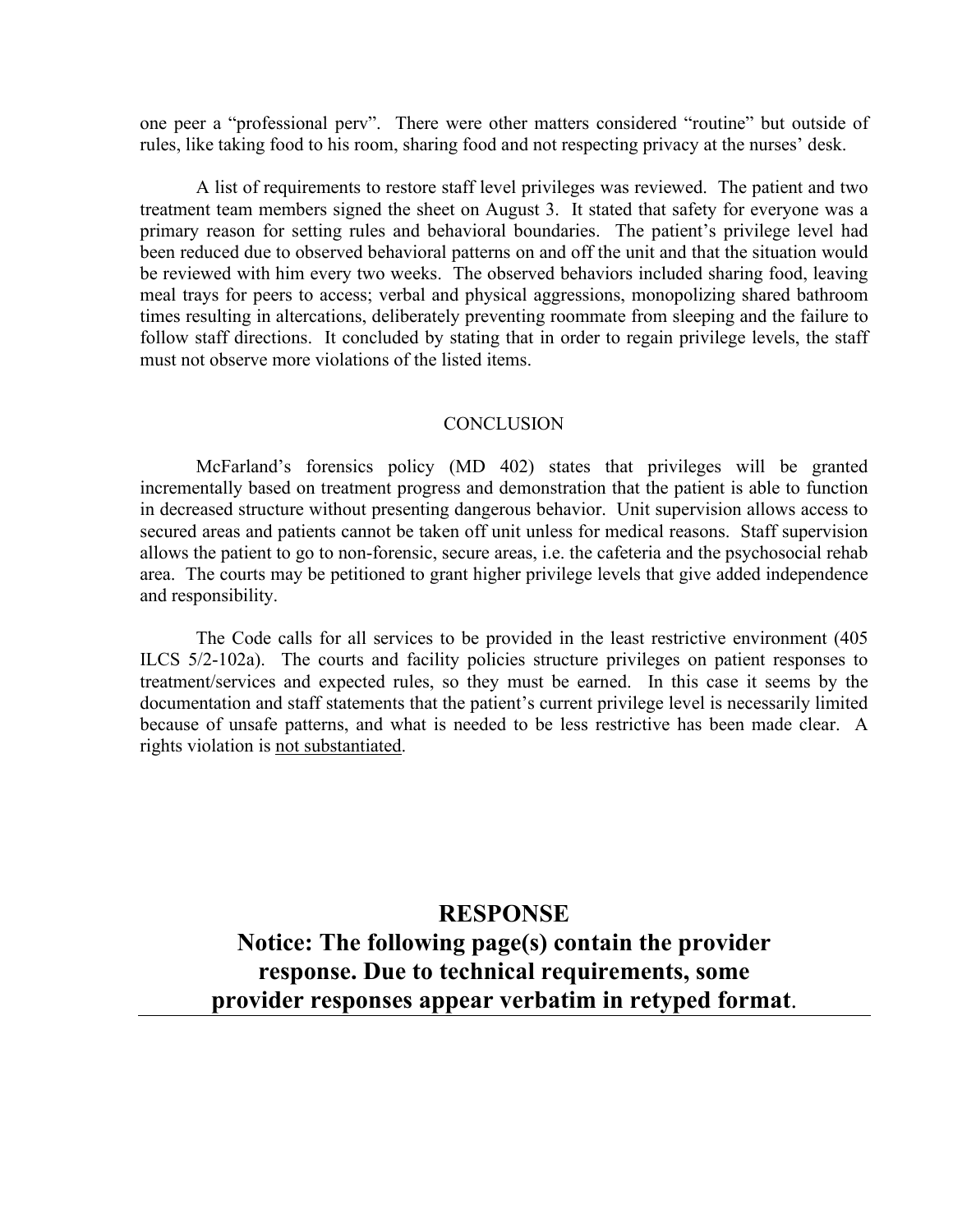one peer a "professional perv". There were other matters considered "routine" but outside of rules, like taking food to his room, sharing food and not respecting privacy at the nurses' desk.

A list of requirements to restore staff level privileges was reviewed. The patient and two treatment team members signed the sheet on August 3. It stated that safety for everyone was a primary reason for setting rules and behavioral boundaries. The patient's privilege level had been reduced due to observed behavioral patterns on and off the unit and that the situation would be reviewed with him every two weeks. The observed behaviors included sharing food, leaving meal trays for peers to access; verbal and physical aggressions, monopolizing shared bathroom times resulting in altercations, deliberately preventing roommate from sleeping and the failure to follow staff directions. It concluded by stating that in order to regain privilege levels, the staff must not observe more violations of the listed items.

## CONCLUSION

McFarland's forensics policy (MD 402) states that privileges will be granted incrementally based on treatment progress and demonstration that the patient is able to function in decreased structure without presenting dangerous behavior. Unit supervision allows access to secured areas and patients cannot be taken off unit unless for medical reasons. Staff supervision allows the patient to go to non-forensic, secure areas, i.e. the cafeteria and the psychosocial rehab area. The courts may be petitioned to grant higher privilege levels that give added independence and responsibility.

The Code calls for all services to be provided in the least restrictive environment (405 ILCS 5/2-102a). The courts and facility policies structure privileges on patient responses to treatment/services and expected rules, so they must be earned. In this case it seems by the documentation and staff statements that the patient's current privilege level is necessarily limited because of unsafe patterns, and what is needed to be less restrictive has been made clear. A rights violation is <u>not substantiated</u>.

## RESPONSE

**Notice: The following page(s) contain the provider response. Due to technical requirements, some provider responses appear verbatim in retyped format.**